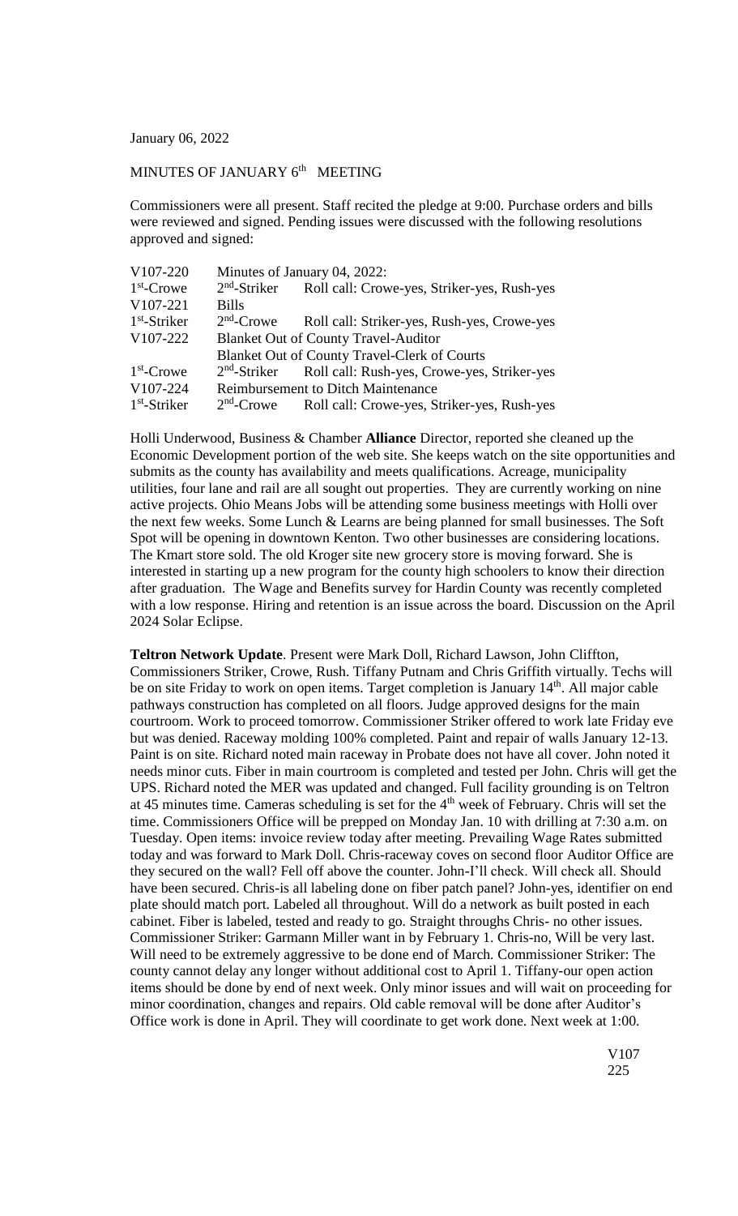January 06, 2022

MINUTES OF JANUARY 6th MEETING

Commissioners were all present. Staff recited the pledge at 9:00. Purchase orders and bills were reviewed and signed. Pending issues were discussed with the following resolutions approved and signed:

| | | |
|---|---|---|
| V107-220 | Minutes of January 04, 2022: | |
| 1st-Crowe | 2nd-Striker | Roll call: Crowe-yes, Striker-yes, Rush-yes |
| V107-221 | Bills | |
| 1st-Striker | 2nd-Crowe | Roll call: Striker-yes, Rush-yes, Crowe-yes |
| V107-222 | Blanket Out of County Travel-Auditor | |
| | Blanket Out of County Travel-Clerk of Courts | |
| 1st-Crowe | 2nd-Striker | Roll call: Rush-yes, Crowe-yes, Striker-yes |
| V107-224 | Reimbursement to Ditch Maintenance | |
| 1st-Striker | 2nd-Crowe | Roll call: Crowe-yes, Striker-yes, Rush-yes |

Holli Underwood, Business & Chamber **Alliance** Director, reported she cleaned up the Economic Development portion of the web site. She keeps watch on the site opportunities and submits as the county has availability and meets qualifications. Acreage, municipality utilities, four lane and rail are all sought out properties. They are currently working on nine active projects. Ohio Means Jobs will be attending some business meetings with Holli over the next few weeks. Some Lunch & Learns are being planned for small businesses. The Soft Spot will be opening in downtown Kenton. Two other businesses are considering locations. The Kmart store sold. The old Kroger site new grocery store is moving forward. She is interested in starting up a new program for the county high schoolers to know their direction after graduation. The Wage and Benefits survey for Hardin County was recently completed with a low response. Hiring and retention is an issue across the board. Discussion on the April 2024 Solar Eclipse.

**Teltron Network Update**. Present were Mark Doll, Richard Lawson, John Cliffton, Commissioners Striker, Crowe, Rush. Tiffany Putnam and Chris Griffith virtually. Techs will be on site Friday to work on open items. Target completion is January 14th. All major cable pathways construction has completed on all floors. Judge approved designs for the main courtroom. Work to proceed tomorrow. Commissioner Striker offered to work late Friday eve but was denied. Raceway molding 100% completed. Paint and repair of walls January 12-13. Paint is on site. Richard noted main raceway in Probate does not have all cover. John noted it needs minor cuts. Fiber in main courtroom is completed and tested per John. Chris will get the UPS. Richard noted the MER was updated and changed. Full facility grounding is on Teltron at 45 minutes time. Cameras scheduling is set for the 4th week of February. Chris will set the time. Commissioners Office will be prepped on Monday Jan. 10 with drilling at 7:30 a.m. on Tuesday. Open items: invoice review today after meeting. Prevailing Wage Rates submitted today and was forward to Mark Doll. Chris-raceway coves on second floor Auditor Office are they secured on the wall? Fell off above the counter. John-I'll check. Will check all. Should have been secured. Chris-is all labeling done on fiber patch panel? John-yes, identifier on end plate should match port. Labeled all throughout. Will do a network as built posted in each cabinet. Fiber is labeled, tested and ready to go. Straight throughs Chris- no other issues. Commissioner Striker: Garmann Miller want in by February 1. Chris-no, Will be very last. Will need to be extremely aggressive to be done end of March. Commissioner Striker: The county cannot delay any longer without additional cost to April 1. Tiffany-our open action items should be done by end of next week. Only minor issues and will wait on proceeding for minor coordination, changes and repairs. Old cable removal will be done after Auditor's Office work is done in April. They will coordinate to get work done. Next week at 1:00.

V107
225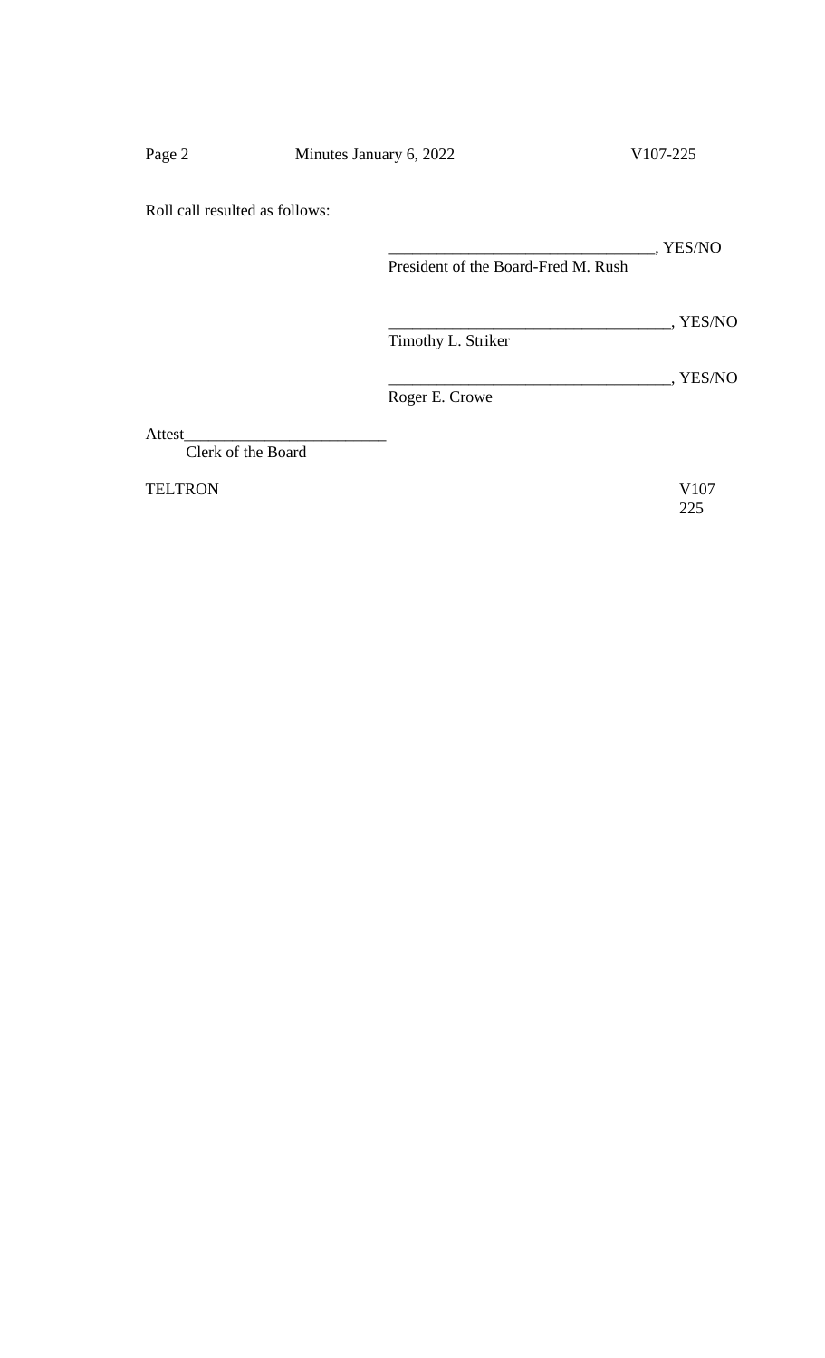Roll call resulted as follows:

_________________________________, YES/NO
President of the Board-Fred M. Rush

___________________________________, YES/NO
Timothy L. Striker

___________________________________, YES/NO
Roger E. Crowe

Attest_________________________
Clerk of the Board

TELTRON V107 225